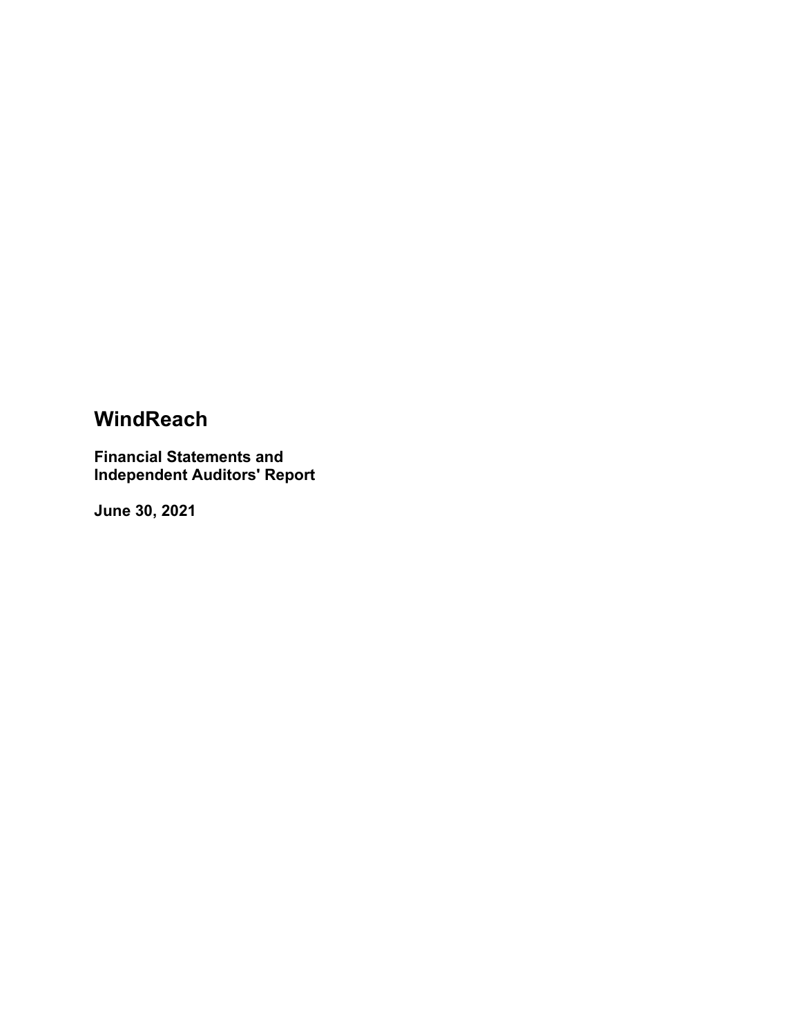# WindReach

## Financial Statements and Independent Auditors' Report

## June 30, 2021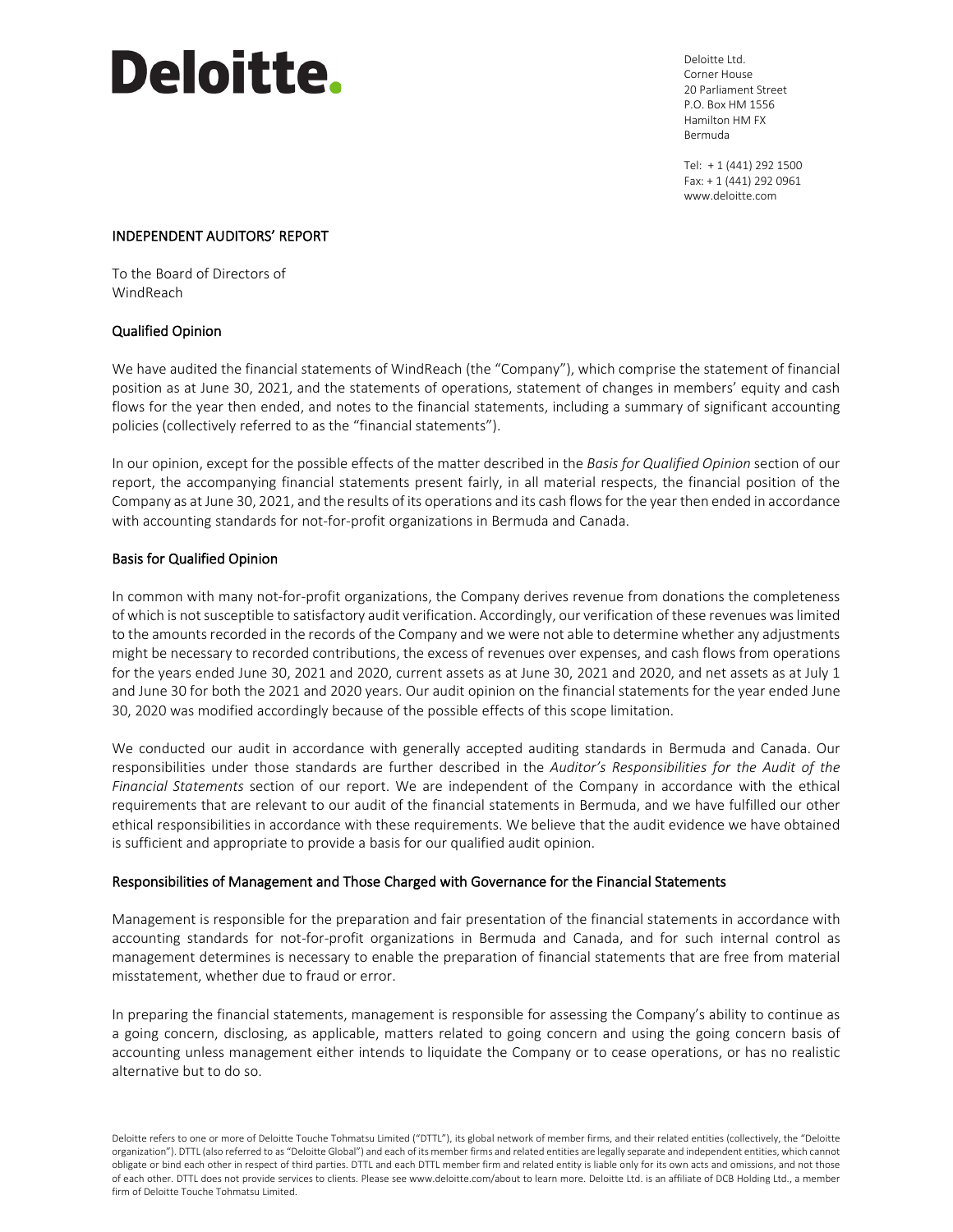# Deloitte.

Deloitte Ltd.
Corner House
20 Parliament Street
P.O. Box HM 1556
Hamilton HM FX
Bermuda

Tel: + 1 (441) 292 1500
Fax: + 1 (441) 292 0961
www.deloitte.com

## INDEPENDENT AUDITORS' REPORT

To the Board of Directors of
WindReach

### Qualified Opinion

We have audited the financial statements of WindReach (the "Company"), which comprise the statement of financial position as at June 30, 2021, and the statements of operations, statement of changes in members' equity and cash flows for the year then ended, and notes to the financial statements, including a summary of significant accounting policies (collectively referred to as the "financial statements").

In our opinion, except for the possible effects of the matter described in the *Basis for Qualified Opinion* section of our report, the accompanying financial statements present fairly, in all material respects, the financial position of the Company as at June 30, 2021, and the results of its operations and its cash flows for the year then ended in accordance with accounting standards for not-for-profit organizations in Bermuda and Canada.

### Basis for Qualified Opinion

In common with many not-for-profit organizations, the Company derives revenue from donations the completeness of which is not susceptible to satisfactory audit verification. Accordingly, our verification of these revenues was limited to the amounts recorded in the records of the Company and we were not able to determine whether any adjustments might be necessary to recorded contributions, the excess of revenues over expenses, and cash flows from operations for the years ended June 30, 2021 and 2020, current assets as at June 30, 2021 and 2020, and net assets as at July 1 and June 30 for both the 2021 and 2020 years. Our audit opinion on the financial statements for the year ended June 30, 2020 was modified accordingly because of the possible effects of this scope limitation.

We conducted our audit in accordance with generally accepted auditing standards in Bermuda and Canada. Our responsibilities under those standards are further described in the *Auditor's Responsibilities for the Audit of the Financial Statements* section of our report. We are independent of the Company in accordance with the ethical requirements that are relevant to our audit of the financial statements in Bermuda, and we have fulfilled our other ethical responsibilities in accordance with these requirements. We believe that the audit evidence we have obtained is sufficient and appropriate to provide a basis for our qualified audit opinion.

### Responsibilities of Management and Those Charged with Governance for the Financial Statements

Management is responsible for the preparation and fair presentation of the financial statements in accordance with accounting standards for not-for-profit organizations in Bermuda and Canada, and for such internal control as management determines is necessary to enable the preparation of financial statements that are free from material misstatement, whether due to fraud or error.

In preparing the financial statements, management is responsible for assessing the Company's ability to continue as a going concern, disclosing, as applicable, matters related to going concern and using the going concern basis of accounting unless management either intends to liquidate the Company or to cease operations, or has no realistic alternative but to do so.

Deloitte refers to one or more of Deloitte Touche Tohmatsu Limited ("DTTL"), its global network of member firms, and their related entities (collectively, the "Deloitte organization"). DTTL (also referred to as "Deloitte Global") and each of its member firms and related entities are legally separate and independent entities, which cannot obligate or bind each other in respect of third parties. DTTL and each DTTL member firm and related entity is liable only for its own acts and omissions, and not those of each other. DTTL does not provide services to clients. Please see www.deloitte.com/about to learn more. Deloitte Ltd. is an affiliate of DCB Holding Ltd., a member firm of Deloitte Touche Tohmatsu Limited.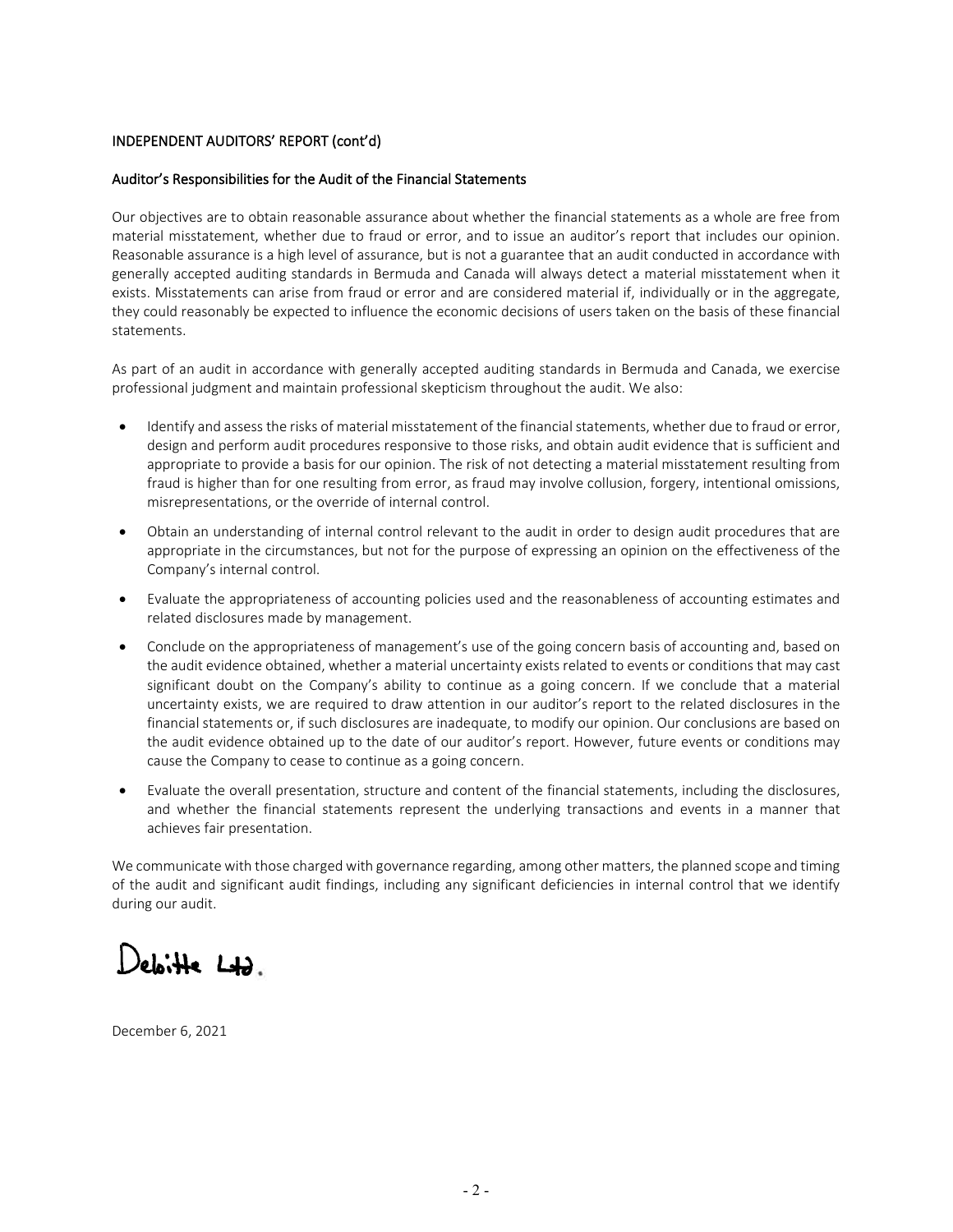INDEPENDENT AUDITORS' REPORT (cont'd)

## Auditor's Responsibilities for the Audit of the Financial Statements

Our objectives are to obtain reasonable assurance about whether the financial statements as a whole are free from material misstatement, whether due to fraud or error, and to issue an auditor's report that includes our opinion. Reasonable assurance is a high level of assurance, but is not a guarantee that an audit conducted in accordance with generally accepted auditing standards in Bermuda and Canada will always detect a material misstatement when it exists. Misstatements can arise from fraud or error and are considered material if, individually or in the aggregate, they could reasonably be expected to influence the economic decisions of users taken on the basis of these financial statements.

As part of an audit in accordance with generally accepted auditing standards in Bermuda and Canada, we exercise professional judgment and maintain professional skepticism throughout the audit. We also:

- Identify and assess the risks of material misstatement of the financial statements, whether due to fraud or error, design and perform audit procedures responsive to those risks, and obtain audit evidence that is sufficient and appropriate to provide a basis for our opinion. The risk of not detecting a material misstatement resulting from fraud is higher than for one resulting from error, as fraud may involve collusion, forgery, intentional omissions, misrepresentations, or the override of internal control.
- Obtain an understanding of internal control relevant to the audit in order to design audit procedures that are appropriate in the circumstances, but not for the purpose of expressing an opinion on the effectiveness of the Company's internal control.
- Evaluate the appropriateness of accounting policies used and the reasonableness of accounting estimates and related disclosures made by management.
- Conclude on the appropriateness of management's use of the going concern basis of accounting and, based on the audit evidence obtained, whether a material uncertainty exists related to events or conditions that may cast significant doubt on the Company's ability to continue as a going concern. If we conclude that a material uncertainty exists, we are required to draw attention in our auditor's report to the related disclosures in the financial statements or, if such disclosures are inadequate, to modify our opinion. Our conclusions are based on the audit evidence obtained up to the date of our auditor's report. However, future events or conditions may cause the Company to cease to continue as a going concern.
- Evaluate the overall presentation, structure and content of the financial statements, including the disclosures, and whether the financial statements represent the underlying transactions and events in a manner that achieves fair presentation.

We communicate with those charged with governance regarding, among other matters, the planned scope and timing of the audit and significant audit findings, including any significant deficiencies in internal control that we identify during our audit.

Deloitte Ltd.

December 6, 2021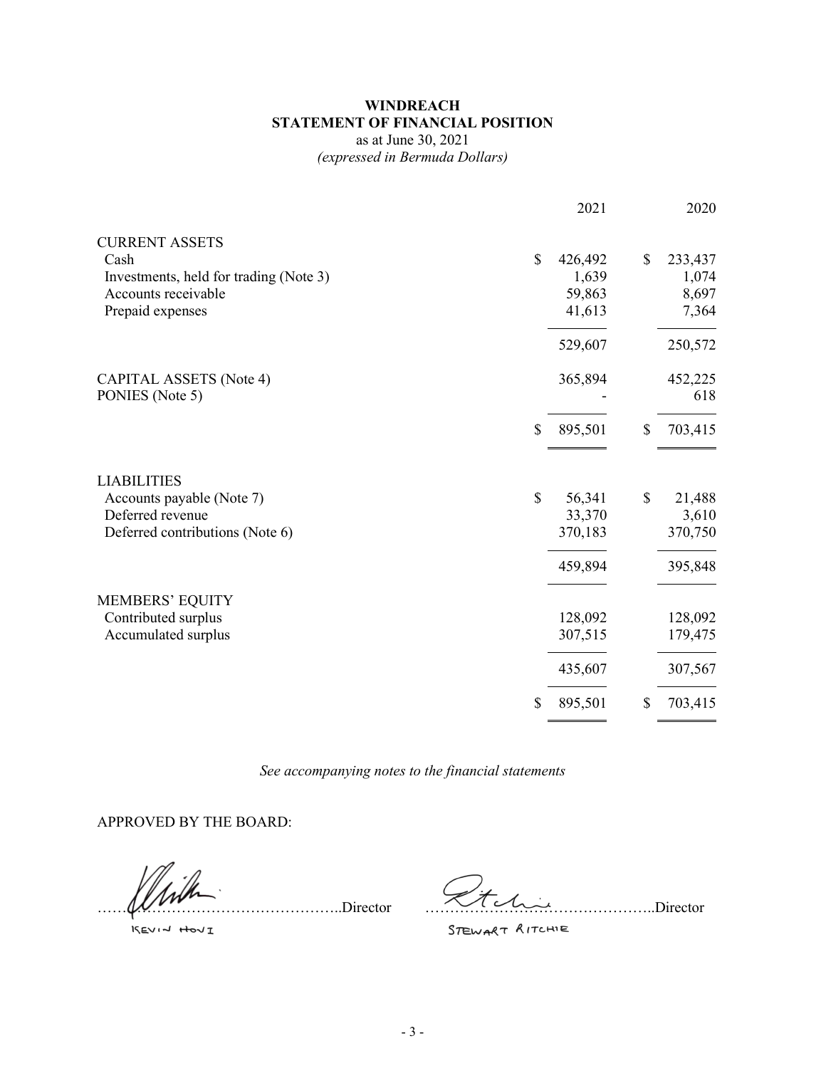# WINDREACH
## STATEMENT OF FINANCIAL POSITION
as at June 30, 2021
*(expressed in Bermuda Dollars)*

| | 2021 | 2020 |
|---|---|---|
| **CURRENT ASSETS** | | |
| Cash | $ 426,492 | $ 233,437 |
| Investments, held for trading (Note 3) | 1,639 | 1,074 |
| Accounts receivable | 59,863 | 8,697 |
| Prepaid expenses | 41,613 | 7,364 |
| | 529,607 | 250,572 |
| CAPITAL ASSETS (Note 4) | 365,894 | 452,225 |
| PONIES (Note 5) | - | 618 |
| | $ 895,501 | $ 703,415 |
| **LIABILITIES** | | |
| Accounts payable (Note 7) | $ 56,341 | $ 21,488 |
| Deferred revenue | 33,370 | 3,610 |
| Deferred contributions (Note 6) | 370,183 | 370,750 |
| | 459,894 | 395,848 |
| **MEMBERS' EQUITY** | | |
| Contributed surplus | 128,092 | 128,092 |
| Accumulated surplus | 307,515 | 179,475 |
| | 435,607 | 307,567 |
| | $ 895,501 | $ 703,415 |

*See accompanying notes to the financial statements*

APPROVED BY THE BOARD:

……………………………………………..Director KEVIN HOVI

……………………………………………..Director STEWART RITCHIE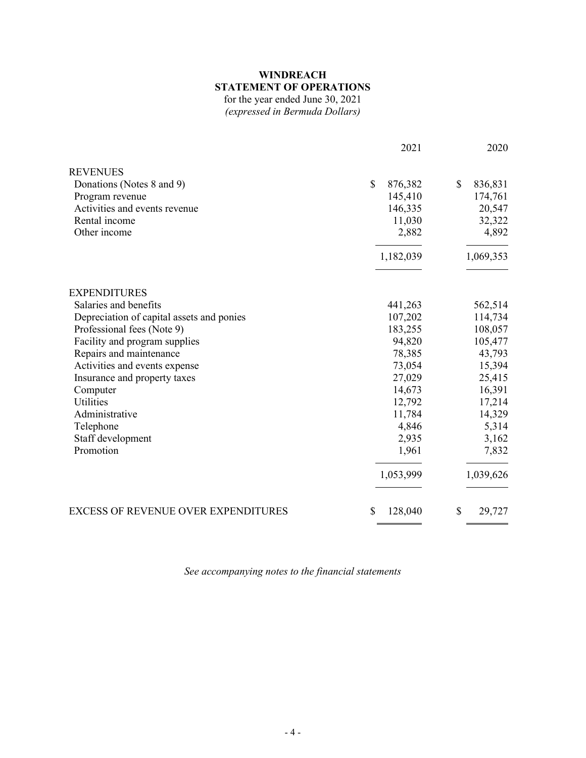**WINDREACH**
**STATEMENT OF OPERATIONS**
for the year ended June 30, 2021
*(expressed in Bermuda Dollars)*

| | 2021 | 2020 |
|---|---|---|
| **REVENUES** | | |
| Donations (Notes 8 and 9) | $ 876,382 | $ 836,831 |
| Program revenue | 145,410 | 174,761 |
| Activities and events revenue | 146,335 | 20,547 |
| Rental income | 11,030 | 32,322 |
| Other income | 2,882 | 4,892 |
| | 1,182,039 | 1,069,353 |
| **EXPENDITURES** | | |
| Salaries and benefits | 441,263 | 562,514 |
| Depreciation of capital assets and ponies | 107,202 | 114,734 |
| Professional fees (Note 9) | 183,255 | 108,057 |
| Facility and program supplies | 94,820 | 105,477 |
| Repairs and maintenance | 78,385 | 43,793 |
| Activities and events expense | 73,054 | 15,394 |
| Insurance and property taxes | 27,029 | 25,415 |
| Computer | 14,673 | 16,391 |
| Utilities | 12,792 | 17,214 |
| Administrative | 11,784 | 14,329 |
| Telephone | 4,846 | 5,314 |
| Staff development | 2,935 | 3,162 |
| Promotion | 1,961 | 7,832 |
| | 1,053,999 | 1,039,626 |
| **EXCESS OF REVENUE OVER EXPENDITURES** | $ 128,040 | $ 29,727 |

*See accompanying notes to the financial statements*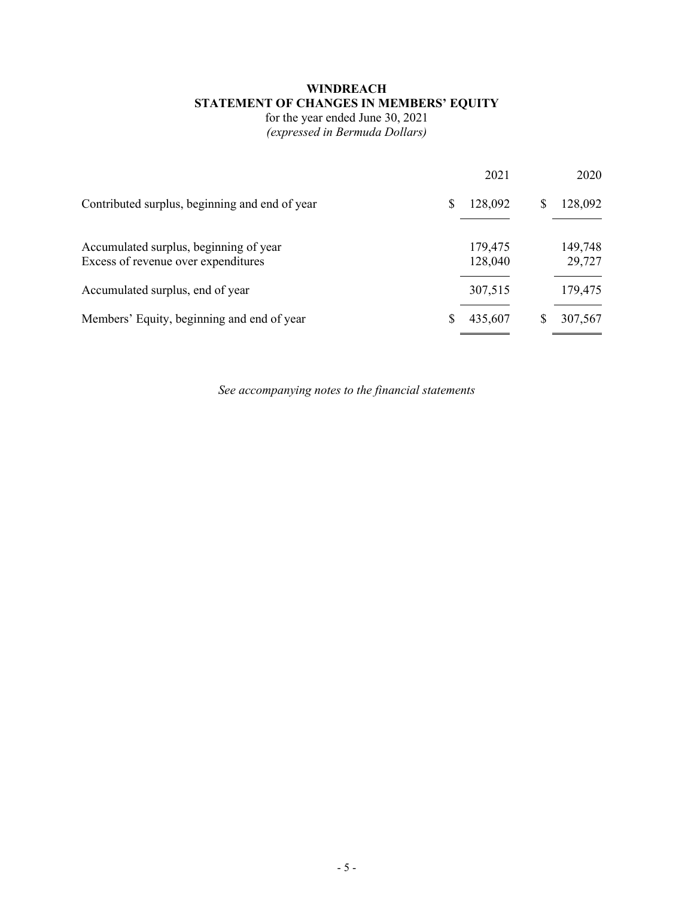**WINDREACH**
**STATEMENT OF CHANGES IN MEMBERS' EQUITY**
for the year ended June 30, 2021
*(expressed in Bermuda Dollars)*

| | 2021 | 2020 |
|---|---|---|
| Contributed surplus, beginning and end of year | $ 128,092 | $ 128,092 |
| | | |
| Accumulated surplus, beginning of year | 179,475 | 149,748 |
| Excess of revenue over expenditures | 128,040 | 29,727 |
| Accumulated surplus, end of year | 307,515 | 179,475 |
| Members' Equity, beginning and end of year | $ 435,607 | $ 307,567 |

*See accompanying notes to the financial statements*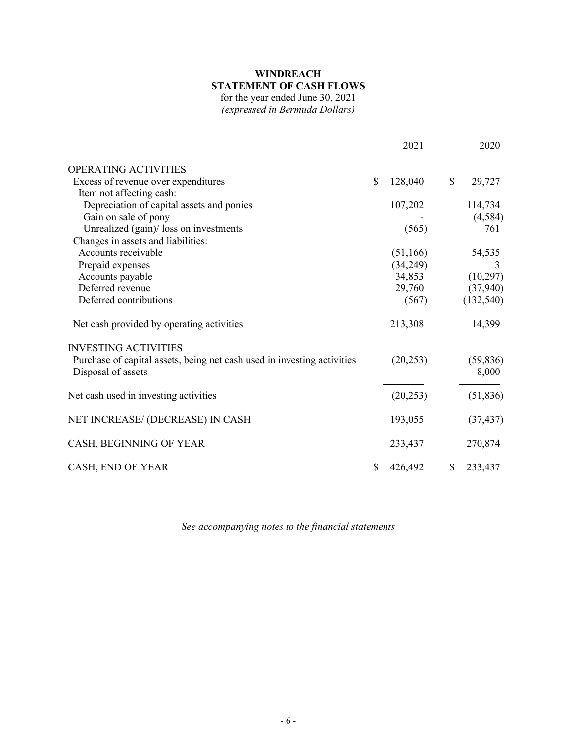# WINDREACH
## STATEMENT OF CASH FLOWS

for the year ended June 30, 2021
*(expressed in Bermuda Dollars)*

| | 2021 | 2020 |
|---|---|---|
| OPERATING ACTIVITIES | | |
| Excess of revenue over expenditures | $ 128,040 | $ 29,727 |
| Item not affecting cash: | | |
| Depreciation of capital assets and ponies | 107,202 | 114,734 |
| Gain on sale of pony | - | (4,584) |
| Unrealized (gain)/ loss on investments | (565) | 761 |
| Changes in assets and liabilities: | | |
| Accounts receivable | (51,166) | 54,535 |
| Prepaid expenses | (34,249) | 3 |
| Accounts payable | 34,853 | (10,297) |
| Deferred revenue | 29,760 | (37,940) |
| Deferred contributions | (567) | (132,540) |
| Net cash provided by operating activities | 213,308 | 14,399 |
| INVESTING ACTIVITIES | | |
| Purchase of capital assets, being net cash used in investing activities | (20,253) | (59,836) |
| Disposal of assets | | 8,000 |
| Net cash used in investing activities | (20,253) | (51,836) |
| NET INCREASE/ (DECREASE) IN CASH | 193,055 | (37,437) |
| CASH, BEGINNING OF YEAR | 233,437 | 270,874 |
| CASH, END OF YEAR | $ 426,492 | $ 233,437 |

*See accompanying notes to the financial statements*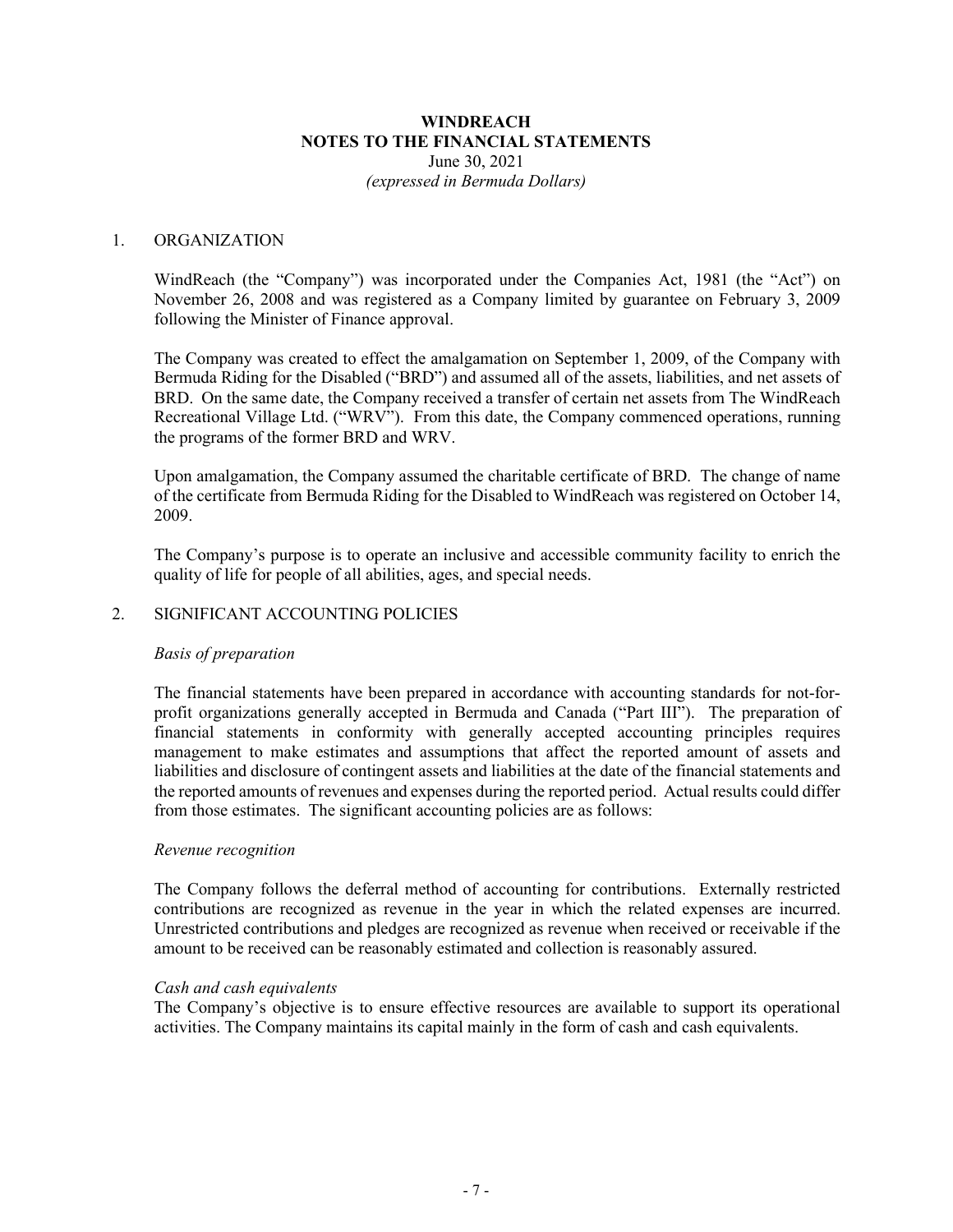# WINDREACH
## NOTES TO THE FINANCIAL STATEMENTS
June 30, 2021
*(expressed in Bermuda Dollars)*

1. ORGANIZATION

WindReach (the "Company") was incorporated under the Companies Act, 1981 (the "Act") on November 26, 2008 and was registered as a Company limited by guarantee on February 3, 2009 following the Minister of Finance approval.

The Company was created to effect the amalgamation on September 1, 2009, of the Company with Bermuda Riding for the Disabled ("BRD") and assumed all of the assets, liabilities, and net assets of BRD. On the same date, the Company received a transfer of certain net assets from The WindReach Recreational Village Ltd. ("WRV"). From this date, the Company commenced operations, running the programs of the former BRD and WRV.

Upon amalgamation, the Company assumed the charitable certificate of BRD. The change of name of the certificate from Bermuda Riding for the Disabled to WindReach was registered on October 14, 2009.

The Company's purpose is to operate an inclusive and accessible community facility to enrich the quality of life for people of all abilities, ages, and special needs.

2. SIGNIFICANT ACCOUNTING POLICIES

*Basis of preparation*

The financial statements have been prepared in accordance with accounting standards for not-for-profit organizations generally accepted in Bermuda and Canada ("Part III"). The preparation of financial statements in conformity with generally accepted accounting principles requires management to make estimates and assumptions that affect the reported amount of assets and liabilities and disclosure of contingent assets and liabilities at the date of the financial statements and the reported amounts of revenues and expenses during the reported period. Actual results could differ from those estimates. The significant accounting policies are as follows:

*Revenue recognition*

The Company follows the deferral method of accounting for contributions. Externally restricted contributions are recognized as revenue in the year in which the related expenses are incurred. Unrestricted contributions and pledges are recognized as revenue when received or receivable if the amount to be received can be reasonably estimated and collection is reasonably assured.

*Cash and cash equivalents*

The Company's objective is to ensure effective resources are available to support its operational activities. The Company maintains its capital mainly in the form of cash and cash equivalents.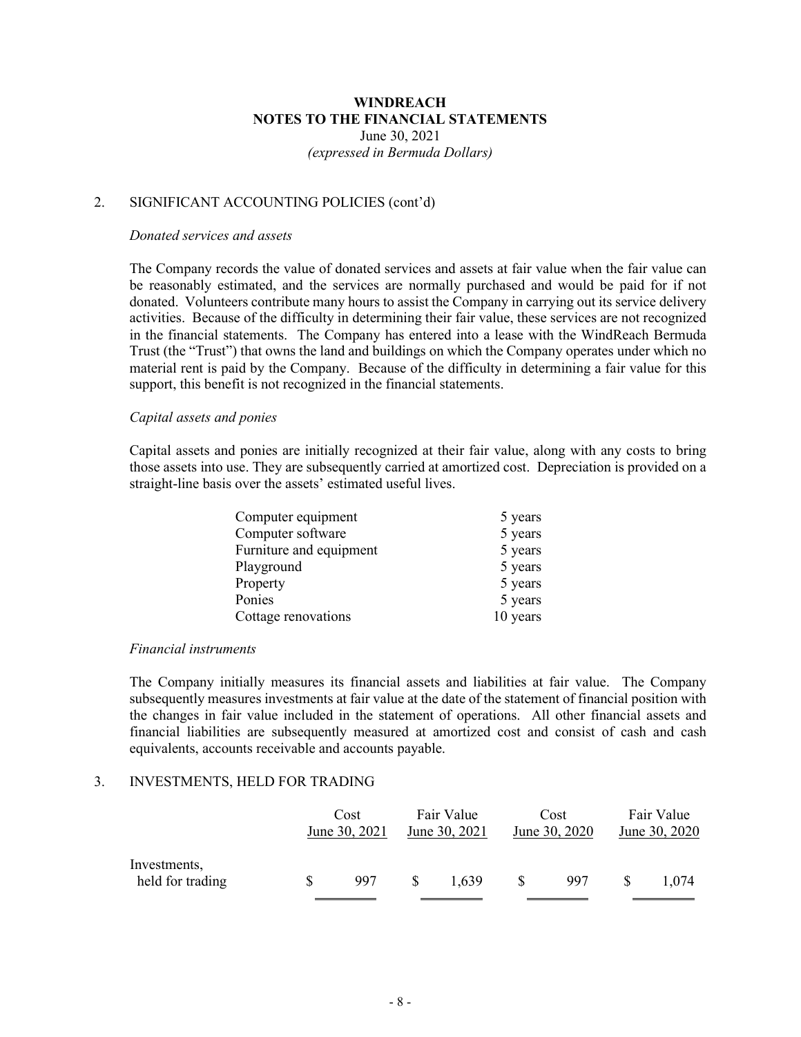# WINDREACH
## NOTES TO THE FINANCIAL STATEMENTS
June 30, 2021
*(expressed in Bermuda Dollars)*

## 2. SIGNIFICANT ACCOUNTING POLICIES (cont'd)

*Donated services and assets*

The Company records the value of donated services and assets at fair value when the fair value can be reasonably estimated, and the services are normally purchased and would be paid for if not donated. Volunteers contribute many hours to assist the Company in carrying out its service delivery activities. Because of the difficulty in determining their fair value, these services are not recognized in the financial statements. The Company has entered into a lease with the WindReach Bermuda Trust (the "Trust") that owns the land and buildings on which the Company operates under which no material rent is paid by the Company. Because of the difficulty in determining a fair value for this support, this benefit is not recognized in the financial statements.

*Capital assets and ponies*

Capital assets and ponies are initially recognized at their fair value, along with any costs to bring those assets into use. They are subsequently carried at amortized cost. Depreciation is provided on a straight-line basis over the assets' estimated useful lives.

| | |
|---|---|
| Computer equipment | 5 years |
| Computer software | 5 years |
| Furniture and equipment | 5 years |
| Playground | 5 years |
| Property | 5 years |
| Ponies | 5 years |
| Cottage renovations | 10 years |

*Financial instruments*

The Company initially measures its financial assets and liabilities at fair value. The Company subsequently measures investments at fair value at the date of the statement of financial position with the changes in fair value included in the statement of operations. All other financial assets and financial liabilities are subsequently measured at amortized cost and consist of cash and cash equivalents, accounts receivable and accounts payable.

## 3. INVESTMENTS, HELD FOR TRADING

| | Cost June 30, 2021 | Fair Value June 30, 2021 | Cost June 30, 2020 | Fair Value June 30, 2020 |
|---|---|---|---|---|
| Investments, held for trading | $ 997 | $ 1,639 | $ 997 | $ 1,074 |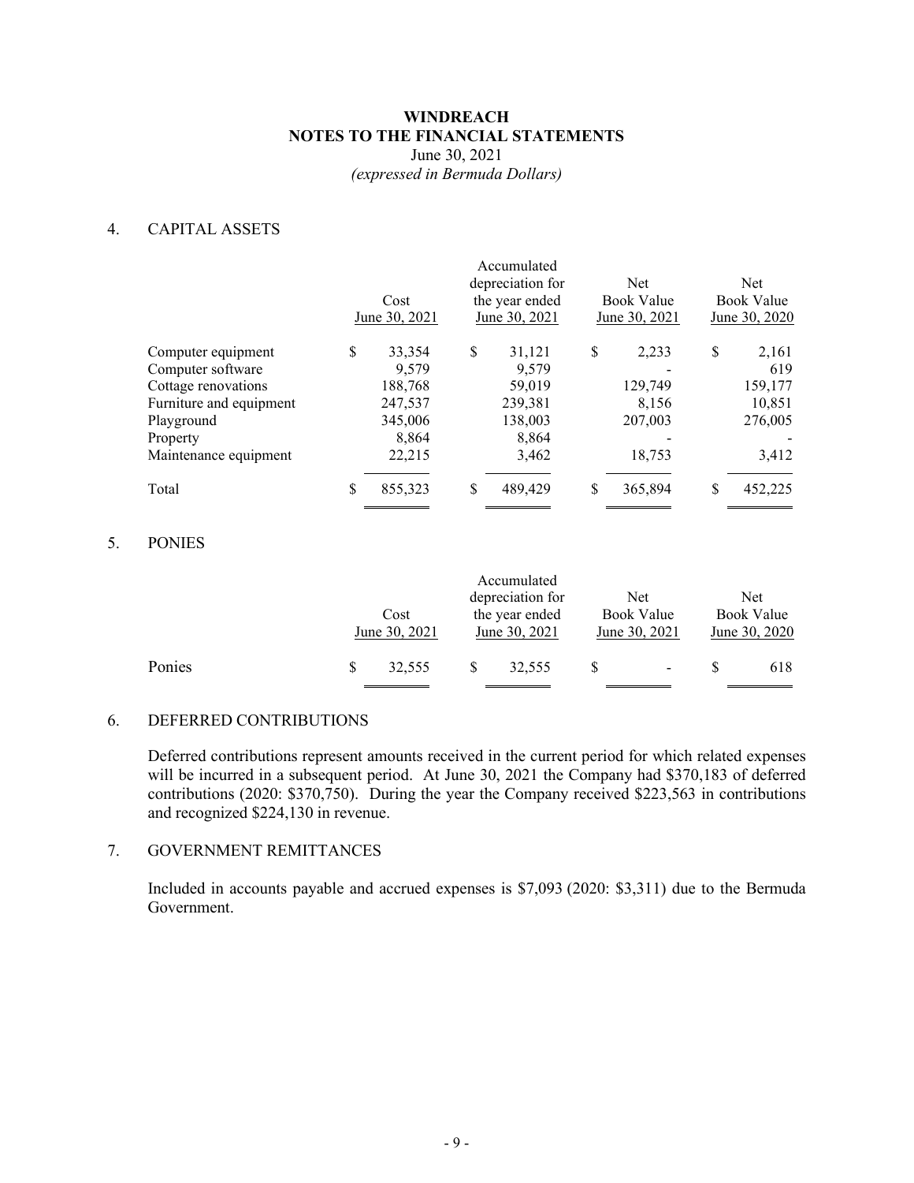**WINDREACH**
**NOTES TO THE FINANCIAL STATEMENTS**
June 30, 2021
*(expressed in Bermuda Dollars)*

## 4. CAPITAL ASSETS

| | Cost June 30, 2021 | Accumulated depreciation for the year ended June 30, 2021 | Net Book Value June 30, 2021 | Net Book Value June 30, 2020 |
|---|---|---|---|---|
| Computer equipment | $ 33,354 | $ 31,121 | $ 2,233 | $ 2,161 |
| Computer software | 9,579 | 9,579 | - | 619 |
| Cottage renovations | 188,768 | 59,019 | 129,749 | 159,177 |
| Furniture and equipment | 247,537 | 239,381 | 8,156 | 10,851 |
| Playground | 345,006 | 138,003 | 207,003 | 276,005 |
| Property | 8,864 | 8,864 | - | - |
| Maintenance equipment | 22,215 | 3,462 | 18,753 | 3,412 |
| Total | $ 855,323 | $ 489,429 | $ 365,894 | $ 452,225 |

## 5. PONIES

| | Cost June 30, 2021 | Accumulated depreciation for the year ended June 30, 2021 | Net Book Value June 30, 2021 | Net Book Value June 30, 2020 |
|---|---|---|---|---|
| Ponies | $ 32,555 | $ 32,555 | $ - | $ 618 |

## 6. DEFERRED CONTRIBUTIONS

Deferred contributions represent amounts received in the current period for which related expenses will be incurred in a subsequent period. At June 30, 2021 the Company had $370,183 of deferred contributions (2020: $370,750). During the year the Company received $223,563 in contributions and recognized $224,130 in revenue.

## 7. GOVERNMENT REMITTANCES

Included in accounts payable and accrued expenses is $7,093 (2020: $3,311) due to the Bermuda Government.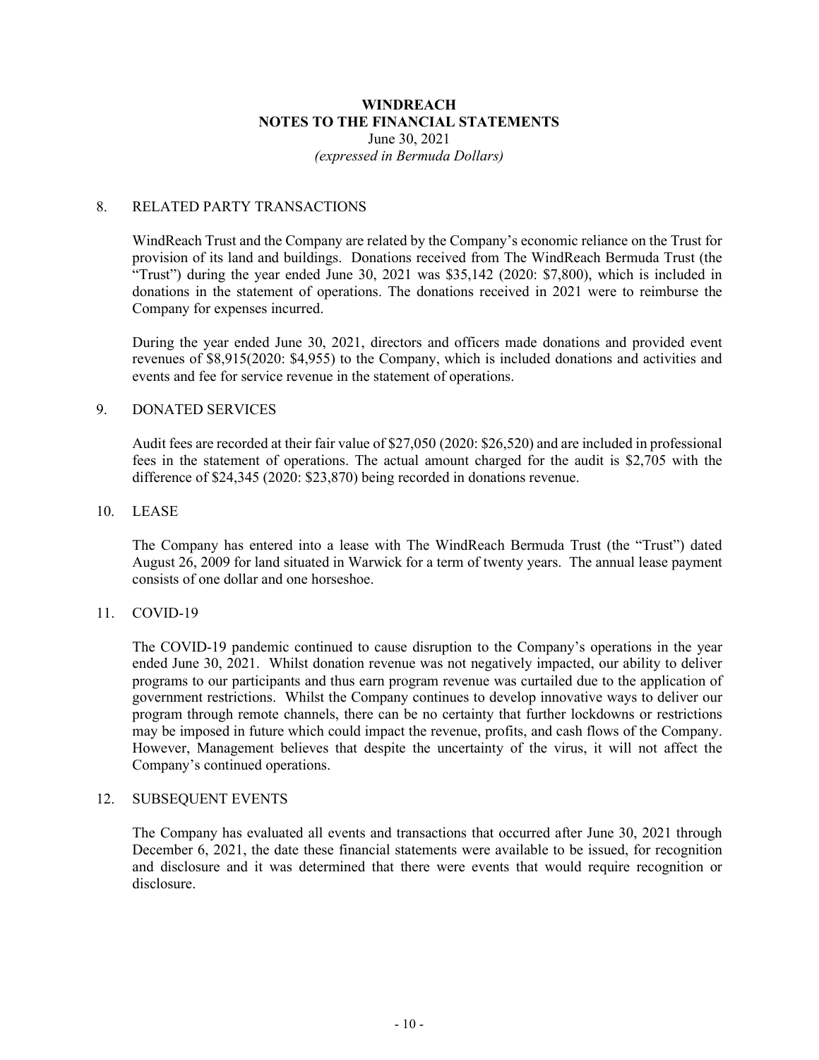# WINDREACH
## NOTES TO THE FINANCIAL STATEMENTS
June 30, 2021
*(expressed in Bermuda Dollars)*

### 8. RELATED PARTY TRANSACTIONS

WindReach Trust and the Company are related by the Company's economic reliance on the Trust for provision of its land and buildings. Donations received from The WindReach Bermuda Trust (the "Trust") during the year ended June 30, 2021 was $35,142 (2020: $7,800), which is included in donations in the statement of operations. The donations received in 2021 were to reimburse the Company for expenses incurred.

During the year ended June 30, 2021, directors and officers made donations and provided event revenues of $8,915(2020: $4,955) to the Company, which is included donations and activities and events and fee for service revenue in the statement of operations.

### 9. DONATED SERVICES

Audit fees are recorded at their fair value of $27,050 (2020: $26,520) and are included in professional fees in the statement of operations. The actual amount charged for the audit is $2,705 with the difference of $24,345 (2020: $23,870) being recorded in donations revenue.

### 10. LEASE

The Company has entered into a lease with The WindReach Bermuda Trust (the "Trust") dated August 26, 2009 for land situated in Warwick for a term of twenty years. The annual lease payment consists of one dollar and one horseshoe.

### 11. COVID-19

The COVID-19 pandemic continued to cause disruption to the Company's operations in the year ended June 30, 2021. Whilst donation revenue was not negatively impacted, our ability to deliver programs to our participants and thus earn program revenue was curtailed due to the application of government restrictions. Whilst the Company continues to develop innovative ways to deliver our program through remote channels, there can be no certainty that further lockdowns or restrictions may be imposed in future which could impact the revenue, profits, and cash flows of the Company. However, Management believes that despite the uncertainty of the virus, it will not affect the Company's continued operations.

### 12. SUBSEQUENT EVENTS

The Company has evaluated all events and transactions that occurred after June 30, 2021 through December 6, 2021, the date these financial statements were available to be issued, for recognition and disclosure and it was determined that there were events that would require recognition or disclosure.